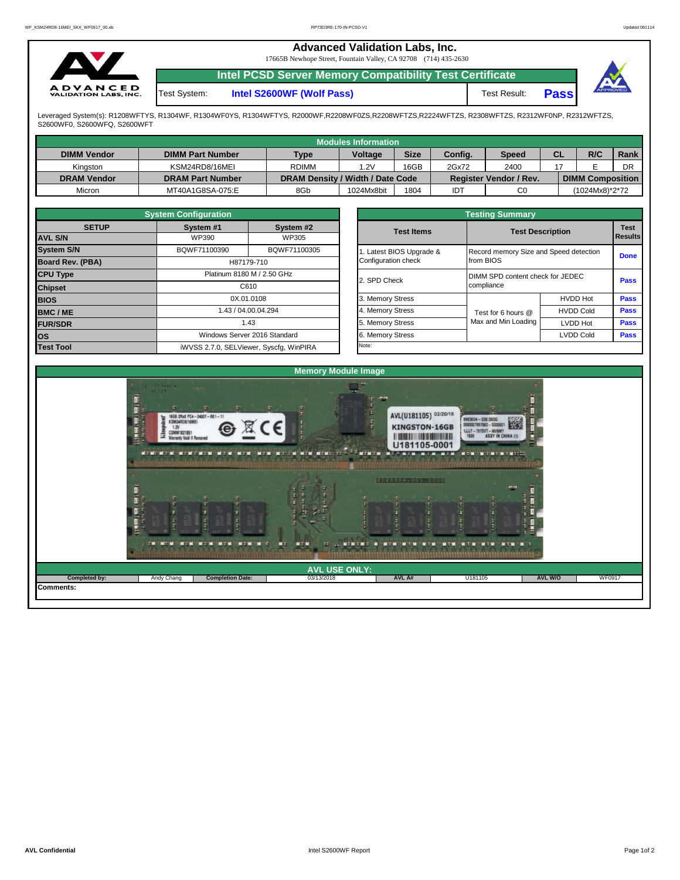# Advanced Validation Labs, Inc.

17665B Newhope Street, Fountain Valley, CA 92708 (714) 435-2630

## Intel PCSD Server Memory Compatibility Test Certificate

Test System: **Intel S2600WF (Wolf Pass)** Test Result: **Pass**

Leveraged System(s): R1208WFTYS, R1304WF, R1304WF0YS, R1304WFTYS, R2000WF,R2208WF0ZS,R2208WFTZS,R2224WFTZS, R2308WFTZS, R2312WF0NP, R2312WFTZS, S2600WF0, S2600WFQ, S2600WFT

### Modules Information

| DIMM Vendor | DIMM Part Number | Type | Voltage | Size | Config. | Speed | CL | R/C | Rank |
|---|---|---|---|---|---|---|---|---|---|
| Kingston | KSM24RD8/16MEI | RDIMM | 1.2V | 16GB | 2Gx72 | 2400 | 17 | E | DR |
| **DRAM Vendor** | **DRAM Part Number** | **DRAM Density / Width / Date Code** | | | **Register Vendor / Rev.** | | **DIMM Composition** | | |
| Micron | MT40A1G8SA-075:E | 8Gb | 1024Mx8bit | 1804 | IDT | C0 | (1024Mx8)*2*72 | | |

### System Configuration

| SETUP | System #1 | System #2 |
|---|---|---|
| AVL S/N | WP390 | WP305 |
| System S/N | BQWF71100390 | BQWF71100305 |
| Board Rev. (PBA) | H87179-710 | |
| CPU Type | Platinum 8180 M / 2.50 GHz | |
| Chipset | C610 | |
| BIOS | 0X.01.0108 | |
| BMC / ME | 1.43 / 04.00.04.294 | |
| FUR/SDR | 1.43 | |
| OS | Windows Server 2016 Standard | |
| Test Tool | iWVSS 2.7.0, SELViewer, Syscfg, WinPIRA | |

### Testing Summary

| Test Items | Test Description | | Test Results |
|---|---|---|---|
| 1. Latest BIOS Upgrade & Configuration check | Record memory Size and Speed detection from BIOS | | Done |
| 2. SPD Check | DIMM SPD content check for JEDEC compliance | | Pass |
| 3. Memory Stress | Test for 6 hours @ Max and Min Loading | HVDD Hot | Pass |
| 4. Memory Stress | | HVDD Cold | Pass |
| 5. Memory Stress | | LVDD Hot | Pass |
| 6. Memory Stress | | LVDD Cold | Pass |
| Note: | | | |

### Memory Module Image

### AVL USE ONLY:

| Completed by: | Andy Chang | Completion Date: | 03/13/2018 | AVL A# | U181105 | AVL W/O | WF0917 |
|---|---|---|---|---|---|---|---|

Comments: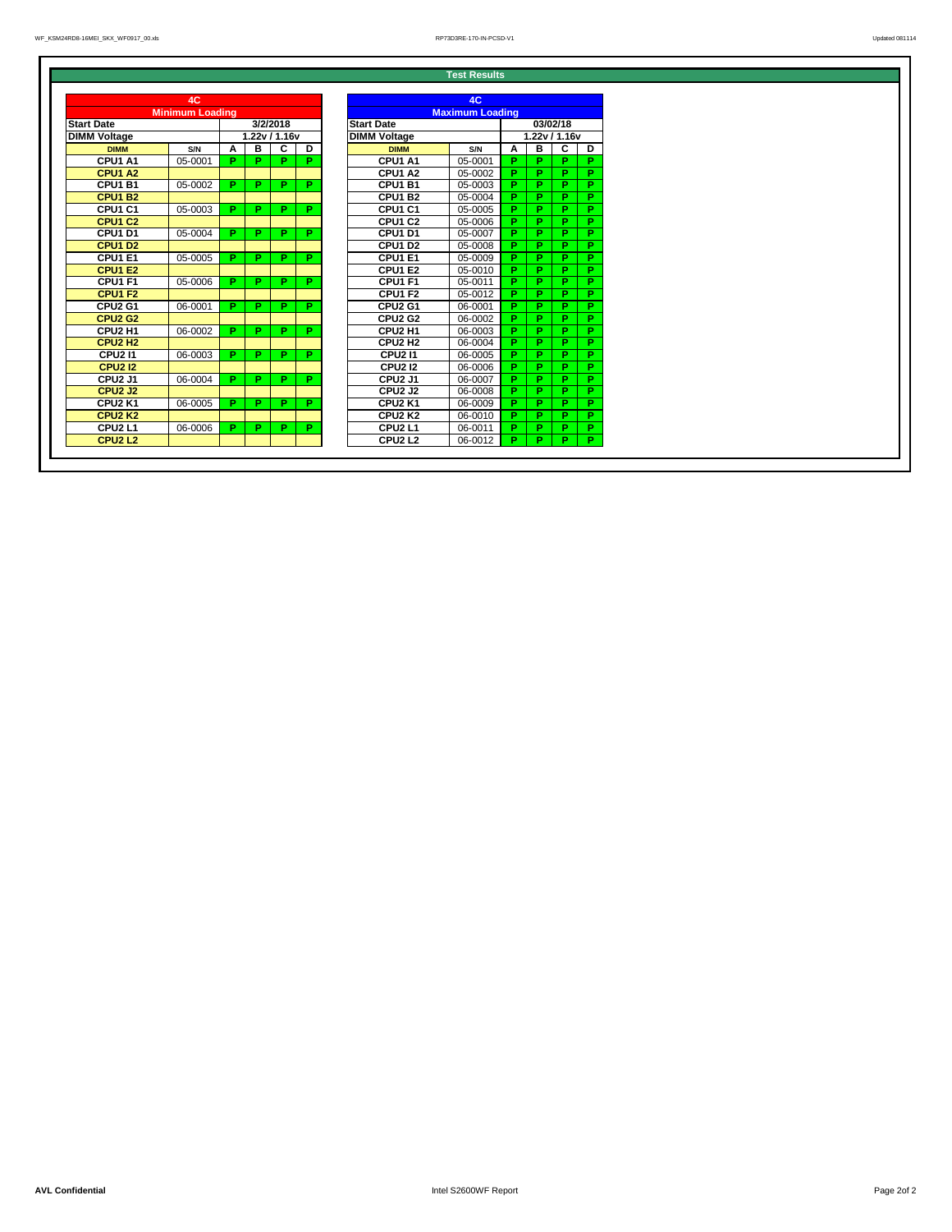## Test Results

| 4C Minimum Loading | | | | | |
|---|---|---|---|---|---|
| Start Date | | 3/2/2018 | | | |
| DIMM Voltage | | 1.22v / 1.16v | | | |
| DIMM | S/N | A | B | C | D |
| CPU1 A1 | 05-0001 | P | P | P | P |
| CPU1 A2 | | | | | |
| CPU1 B1 | 05-0002 | P | P | P | P |
| CPU1 B2 | | | | | |
| CPU1 C1 | 05-0003 | P | P | P | P |
| CPU1 C2 | | | | | |
| CPU1 D1 | 05-0004 | P | P | P | P |
| CPU1 D2 | | | | | |
| CPU1 E1 | 05-0005 | P | P | P | P |
| CPU1 E2 | | | | | |
| CPU1 F1 | 05-0006 | P | P | P | P |
| CPU1 F2 | | | | | |
| CPU2 G1 | 06-0001 | P | P | P | P |
| CPU2 G2 | | | | | |
| CPU2 H1 | 06-0002 | P | P | P | P |
| CPU2 H2 | | | | | |
| CPU2 I1 | 06-0003 | P | P | P | P |
| CPU2 I2 | | | | | |
| CPU2 J1 | 06-0004 | P | P | P | P |
| CPU2 J2 | | | | | |
| CPU2 K1 | 06-0005 | P | P | P | P |
| CPU2 K2 | | | | | |
| CPU2 L1 | 06-0006 | P | P | P | P |
| CPU2 L2 | | | | | |

| 4C Maximum Loading | | | | | |
|---|---|---|---|---|---|
| Start Date | | 03/02/18 | | | |
| DIMM Voltage | | 1.22v / 1.16v | | | |
| DIMM | S/N | A | B | C | D |
| CPU1 A1 | 05-0001 | P | P | P | P |
| CPU1 A2 | 05-0002 | P | P | P | P |
| CPU1 B1 | 05-0003 | P | P | P | P |
| CPU1 B2 | 05-0004 | P | P | P | P |
| CPU1 C1 | 05-0005 | P | P | P | P |
| CPU1 C2 | 05-0006 | P | P | P | P |
| CPU1 D1 | 05-0007 | P | P | P | P |
| CPU1 D2 | 05-0008 | P | P | P | P |
| CPU1 E1 | 05-0009 | P | P | P | P |
| CPU1 E2 | 05-0010 | P | P | P | P |
| CPU1 F1 | 05-0011 | P | P | P | P |
| CPU1 F2 | 05-0012 | P | P | P | P |
| CPU2 G1 | 06-0001 | P | P | P | P |
| CPU2 G2 | 06-0002 | P | P | P | P |
| CPU2 H1 | 06-0003 | P | P | P | P |
| CPU2 H2 | 06-0004 | P | P | P | P |
| CPU2 I1 | 06-0005 | P | P | P | P |
| CPU2 I2 | 06-0006 | P | P | P | P |
| CPU2 J1 | 06-0007 | P | P | P | P |
| CPU2 J2 | 06-0008 | P | P | P | P |
| CPU2 K1 | 06-0009 | P | P | P | P |
| CPU2 K2 | 06-0010 | P | P | P | P |
| CPU2 L1 | 06-0011 | P | P | P | P |
| CPU2 L2 | 06-0012 | P | P | P | P |